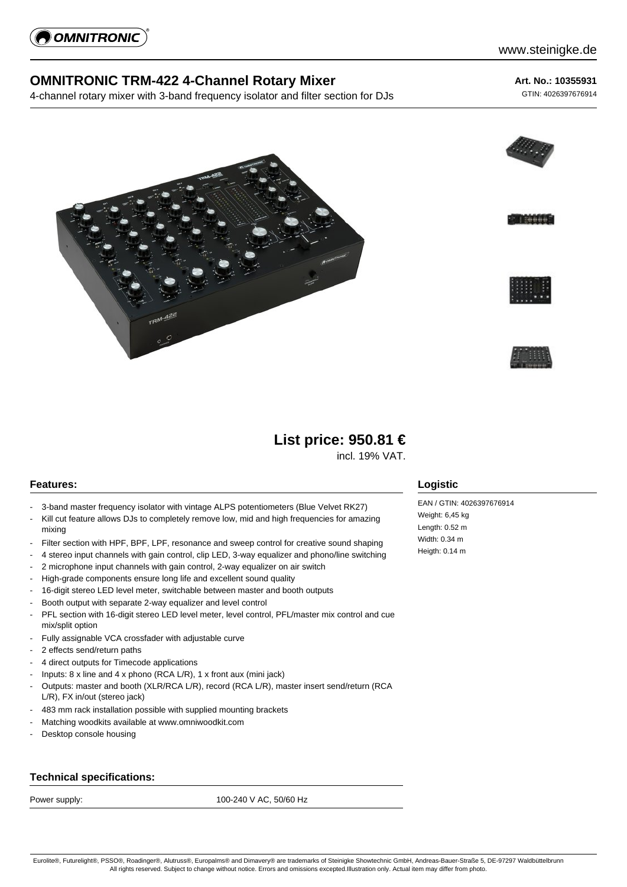# OMNITRONIC TRM-422 4-Channel Rotary Mixer

4-channel rotary mixer with 3-band frequency isolator and filter section for DJs

**Art. No.: 10355931**

GTIN: 4026397676914

## List price: 950.81 €

incl. 19% VAT.

### Features:

- 3-band master frequency isolator with vintage ALPS potentiometers (Blue Velvet RK27)
- Kill cut feature allows DJs to completely remove low, mid and high frequencies for amazing mixing
- Filter section with HPF, BPF, LPF, resonance and sweep control for creative sound shaping
- 4 stereo input channels with gain control, clip LED, 3-way equalizer and phono/line switching
- 2 microphone input channels with gain control, 2-way equalizer on air switch
- High-grade components ensure long life and excellent sound quality
- 16-digit stereo LED level meter, switchable between master and booth outputs
- Booth output with separate 2-way equalizer and level control
- PFL section with 16-digit stereo LED level meter, level control, PFL/master mix control and cue mix/split option
- Fully assignable VCA crossfader with adjustable curve
- 2 effects send/return paths
- 4 direct outputs for Timecode applications
- Inputs: 8 x line and 4 x phono (RCA L/R), 1 x front aux (mini jack)
- Outputs: master and booth (XLR/RCA L/R), record (RCA L/R), master insert send/return (RCA L/R), FX in/out (stereo jack)
- 483 mm rack installation possible with supplied mounting brackets
- Matching woodkits available at www.omniwoodkit.com
- Desktop console housing

### Logistic

EAN / GTIN: 4026397676914
Weight: 6,45 kg
Length: 0.52 m
Width: 0.34 m
Heigth: 0.14 m

### Technical specifications:

| Power supply: | 100-240 V AC, 50/60 Hz |
|---|---|

Eurolite®, Futurelight®, PSSO®, Roadinger®, Alutruss®, Europalms® and Dimavery® are trademarks of Steinigke Showtechnic GmbH, Andreas-Bauer-Straße 5, DE-97297 Waldbüttelbrunn
All rights reserved. Subject to change without notice. Errors and omissions excepted.Illustration only. Actual item may differ from photo.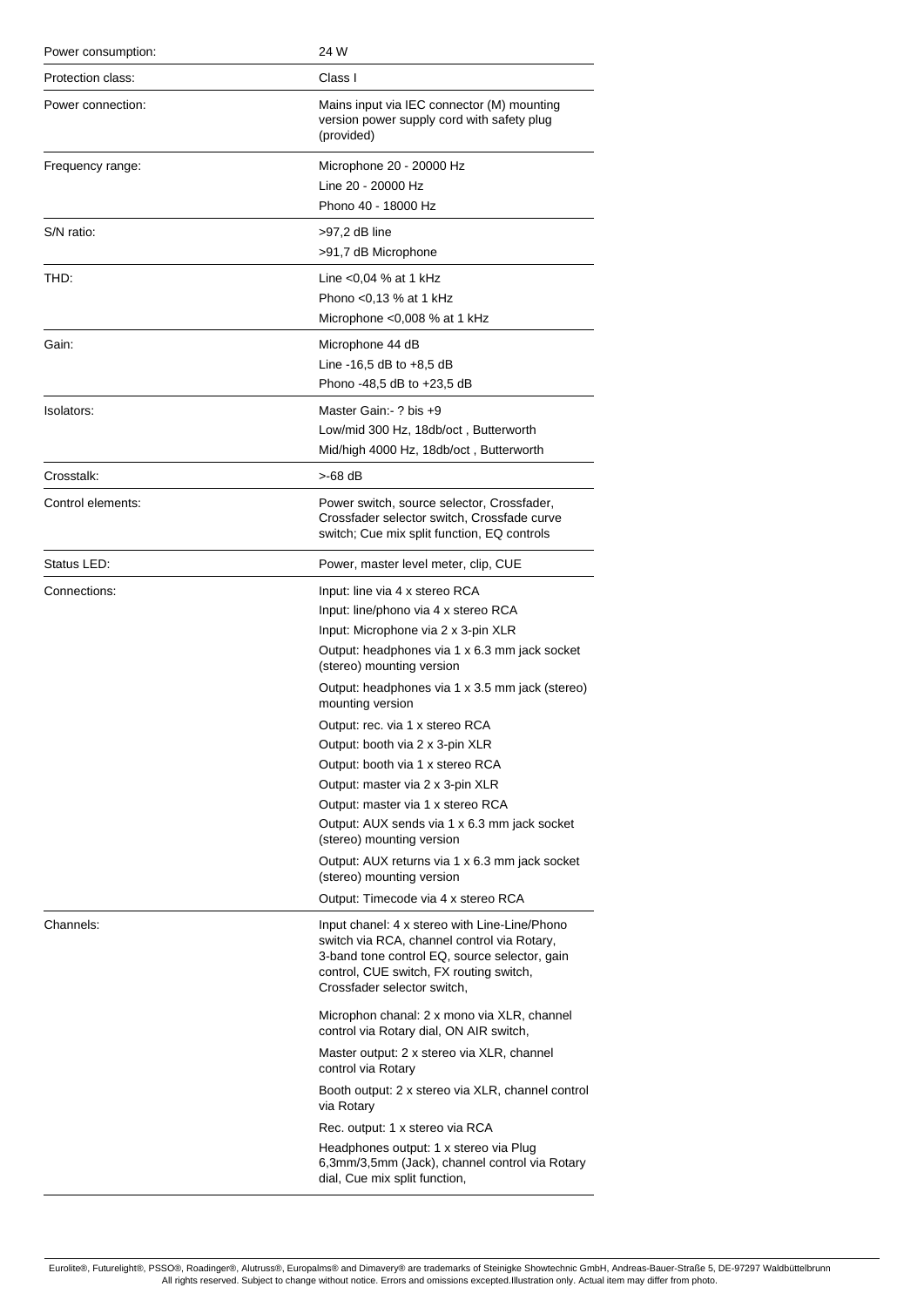| | |
|---|---|
| Power consumption: | 24 W |
| Protection class: | Class I |
| Power connection: | Mains input via IEC connector (M) mounting version power supply cord with safety plug (provided) |
| Frequency range: | Microphone 20 - 20000 Hz<br>Line 20 - 20000 Hz<br>Phono 40 - 18000 Hz |
| S/N ratio: | >97,2 dB line<br>>91,7 dB Microphone |
| THD: | Line <0,04 % at 1 kHz<br>Phono <0,13 % at 1 kHz<br>Microphone <0,008 % at 1 kHz |
| Gain: | Microphone 44 dB<br>Line -16,5 dB to +8,5 dB<br>Phono -48,5 dB to +23,5 dB |
| Isolators: | Master Gain:- ? bis +9<br>Low/mid 300 Hz, 18db/oct , Butterworth<br>Mid/high 4000 Hz, 18db/oct , Butterworth |
| Crosstalk: | >-68 dB |
| Control elements: | Power switch, source selector, Crossfader, Crossfader selector switch, Crossfade curve switch; Cue mix split function, EQ controls |
| Status LED: | Power, master level meter, clip, CUE |
| Connections: | Input: line via 4 x stereo RCA<br>Input: line/phono via 4 x stereo RCA<br>Input: Microphone via 2 x 3-pin XLR<br>Output: headphones via 1 x 6.3 mm jack socket (stereo) mounting version<br>Output: headphones via 1 x 3.5 mm jack (stereo) mounting version<br>Output: rec. via 1 x stereo RCA<br>Output: booth via 2 x 3-pin XLR<br>Output: booth via 1 x stereo RCA<br>Output: master via 2 x 3-pin XLR<br>Output: master via 1 x stereo RCA<br>Output: AUX sends via 1 x 6.3 mm jack socket (stereo) mounting version<br>Output: AUX returns via 1 x 6.3 mm jack socket (stereo) mounting version<br>Output: Timecode via 4 x stereo RCA |
| Channels: | Input chanel: 4 x stereo with Line-Line/Phono switch via RCA, channel control via Rotary, 3-band tone control EQ, source selector, gain control, CUE switch, FX routing switch, Crossfader selector switch,<br>Microphon chanal: 2 x mono via XLR, channel control via Rotary dial, ON AIR switch,<br>Master output: 2 x stereo via XLR, channel control via Rotary<br>Booth output: 2 x stereo via XLR, channel control via Rotary<br>Rec. output: 1 x stereo via RCA<br>Headphones output: 1 x stereo via Plug 6,3mm/3,5mm (Jack), channel control via Rotary dial, Cue mix split function, |

Eurolite®, Futurelight®, PSSO®, Roadinger®, Alutruss®, Europalms® and Dimavery® are trademarks of Steinigke Showtechnic GmbH, Andreas-Bauer-Straße 5, DE-97297 Waldbüttelbrunn
All rights reserved. Subject to change without notice. Errors and omissions excepted.Illustration only. Actual item may differ from photo.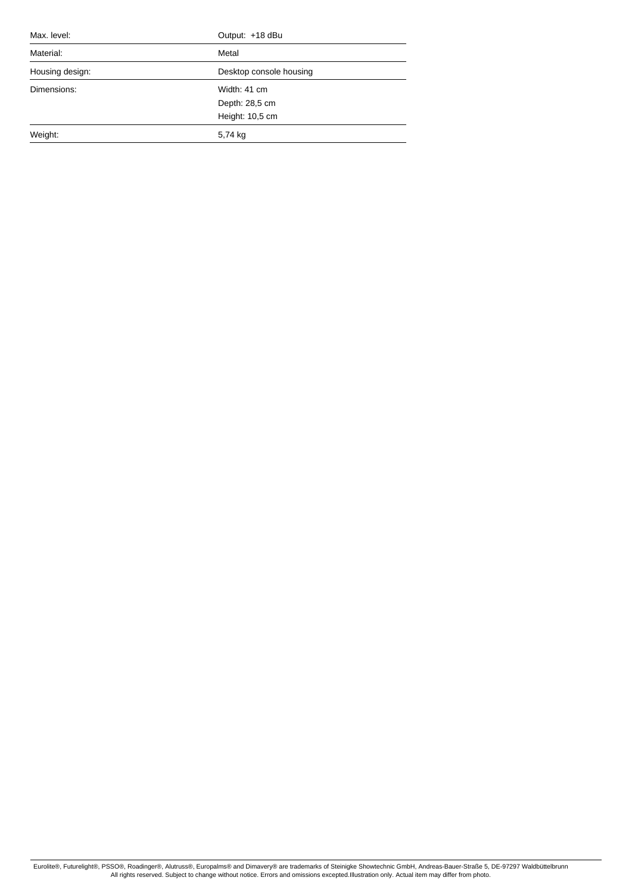| | |
|---|---|
| Max. level: | Output: +18 dBu |
| Material: | Metal |
| Housing design: | Desktop console housing |
| Dimensions: | Width: 41 cm<br>Depth: 28,5 cm<br>Height: 10,5 cm |
| Weight: | 5,74 kg |

Eurolite®, Futurelight®, PSSO®, Roadinger®, Alutruss®, Europalms® and Dimavery® are trademarks of Steinigke Showtechnic GmbH, Andreas-Bauer-Straße 5, DE-97297 Waldbüttelbrunn
All rights reserved. Subject to change without notice. Errors and omissions excepted.Illustration only. Actual item may differ from photo.